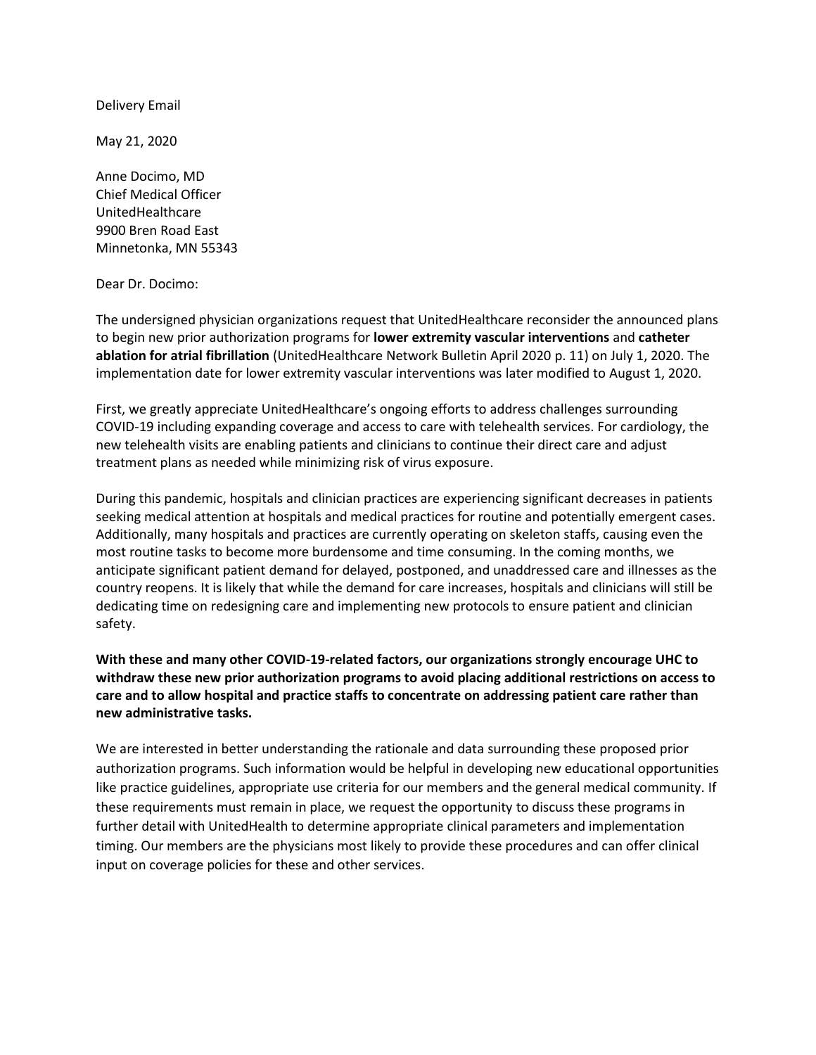Delivery Email

May 21, 2020

Anne Docimo, MD
Chief Medical Officer
UnitedHealthcare
9900 Bren Road East
Minnetonka, MN 55343

Dear Dr. Docimo:

The undersigned physician organizations request that UnitedHealthcare reconsider the announced plans to begin new prior authorization programs for **lower extremity vascular interventions** and **catheter ablation for atrial fibrillation** (UnitedHealthcare Network Bulletin April 2020 p. 11) on July 1, 2020. The implementation date for lower extremity vascular interventions was later modified to August 1, 2020.

First, we greatly appreciate UnitedHealthcare's ongoing efforts to address challenges surrounding COVID-19 including expanding coverage and access to care with telehealth services. For cardiology, the new telehealth visits are enabling patients and clinicians to continue their direct care and adjust treatment plans as needed while minimizing risk of virus exposure.

During this pandemic, hospitals and clinician practices are experiencing significant decreases in patients seeking medical attention at hospitals and medical practices for routine and potentially emergent cases. Additionally, many hospitals and practices are currently operating on skeleton staffs, causing even the most routine tasks to become more burdensome and time consuming. In the coming months, we anticipate significant patient demand for delayed, postponed, and unaddressed care and illnesses as the country reopens. It is likely that while the demand for care increases, hospitals and clinicians will still be dedicating time on redesigning care and implementing new protocols to ensure patient and clinician safety.

**With these and many other COVID-19-related factors, our organizations strongly encourage UHC to withdraw these new prior authorization programs to avoid placing additional restrictions on access to care and to allow hospital and practice staffs to concentrate on addressing patient care rather than new administrative tasks.**

We are interested in better understanding the rationale and data surrounding these proposed prior authorization programs. Such information would be helpful in developing new educational opportunities like practice guidelines, appropriate use criteria for our members and the general medical community. If these requirements must remain in place, we request the opportunity to discuss these programs in further detail with UnitedHealth to determine appropriate clinical parameters and implementation timing. Our members are the physicians most likely to provide these procedures and can offer clinical input on coverage policies for these and other services.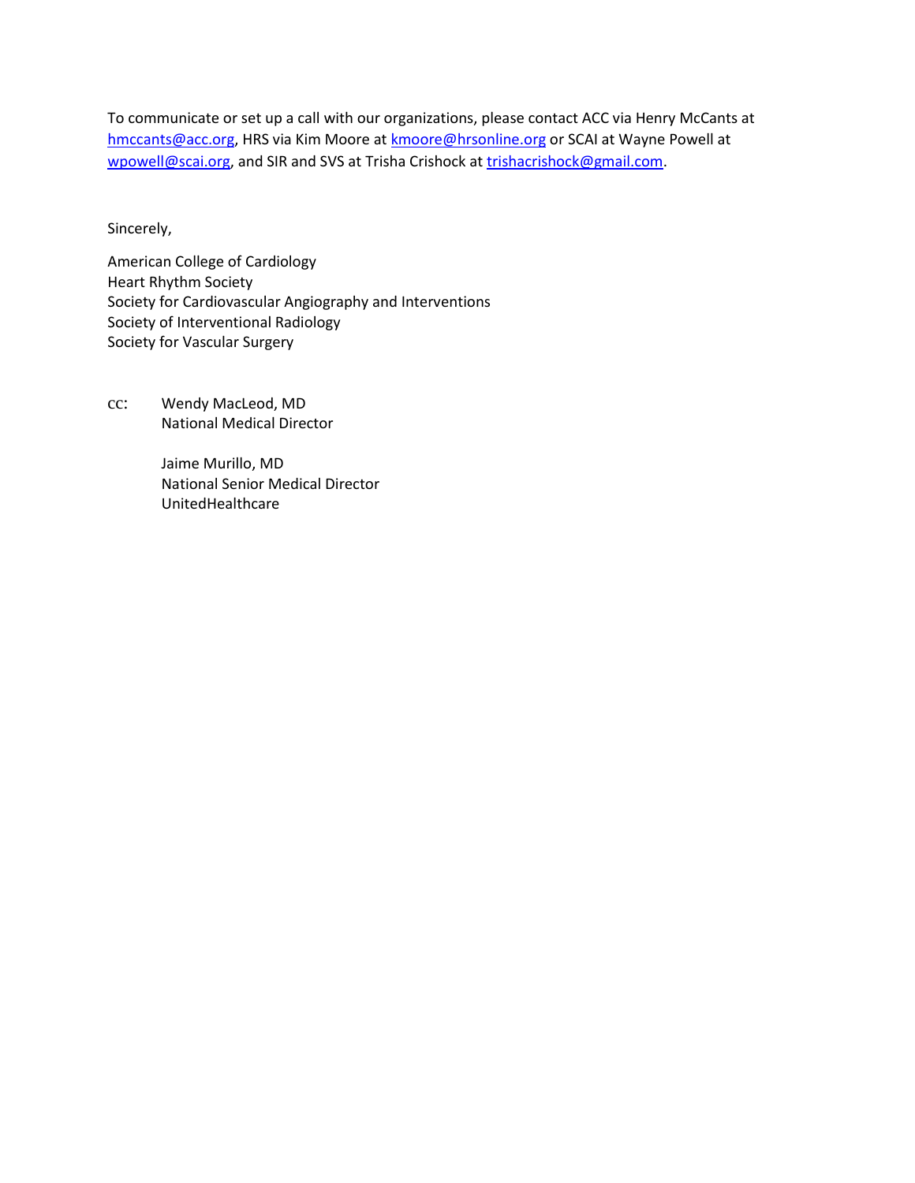To communicate or set up a call with our organizations, please contact ACC via Henry McCants at hmccants@acc.org, HRS via Kim Moore at kmoore@hrsonline.org or SCAI at Wayne Powell at wpowell@scai.org, and SIR and SVS at Trisha Crishock at trishacrishock@gmail.com.

Sincerely,

American College of Cardiology
Heart Rhythm Society
Society for Cardiovascular Angiography and Interventions
Society of Interventional Radiology
Society for Vascular Surgery

cc: Wendy MacLeod, MD
National Medical Director

Jaime Murillo, MD
National Senior Medical Director
UnitedHealthcare